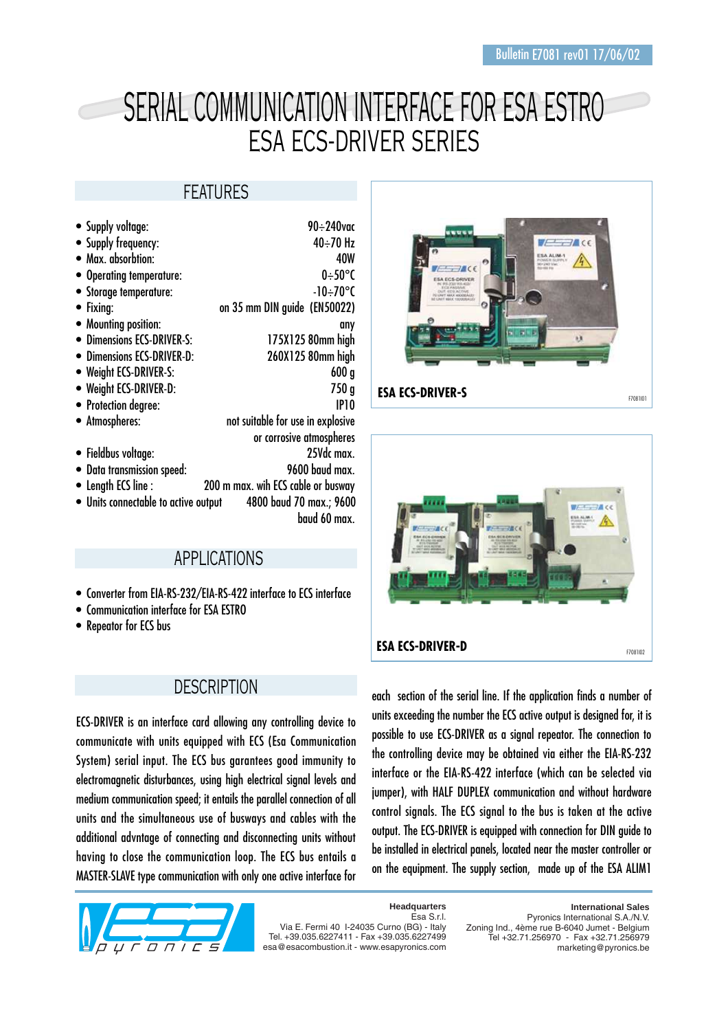Bulletin E7081 rev01 17/06/02

# SERIAL COMMUNICATION INTERFACE FOR ESA ESTRO
## ESA ECS-DRIVER SERIES

## FEATURES

- Supply voltage: 90÷240vac
- Supply frequency: 40÷70 Hz
- Max. absorbtion: 40W
- Operating temperature: 0÷50°C
- Storage temperature: -10÷70°C
- Fixing: on 35 mm DIN guide (EN50022)
- Mounting position: any
- Dimensions ECS-DRIVER-S: 175X125 80mm high
- Dimensions ECS-DRIVER-D: 260X125 80mm high
- Weight ECS-DRIVER-S: 600 g
- Weight ECS-DRIVER-D: 750 g
- Protection degree: IP10
- Atmospheres: not suitable for use in explosive or corrosive atmospheres
- Fieldbus voltage: 25Vdc max.
- Data transmission speed: 9600 baud max.
- Length ECS line : 200 m max. wih ECS cable or busway
- Units connectable to active output 4800 baud 70 max.; 9600 baud 60 max.

**ESA ECS-DRIVER-S**

F7081I01

**ESA ECS-DRIVER-D**

F7081I02

## APPLICATIONS

- Converter from EIA-RS-232/EIA-RS-422 interface to ECS interface
- Communication interface for ESA ESTRO
- Repeator for ECS bus

## DESCRIPTION

ECS-DRIVER is an interface card allowing any controlling device to communicate with units equipped with ECS (Esa Communication System) serial input. The ECS bus garantees good immunity to electromagnetic disturbances, using high electrical signal levels and medium communication speed; it entails the parallel connection of all units and the simultaneous use of busways and cables with the additional advntage of connecting and disconnecting units without having to close the communication loop. The ECS bus entails a MASTER-SLAVE type communication with only one active interface for each section of the serial line. If the application finds a number of units exceeding the number the ECS active output is designed for, it is possible to use ECS-DRIVER as a signal repeator. The connection to the controlling device may be obtained via either the EIA-RS-232 interface or the EIA-RS-422 interface (which can be selected via jumper), with HALF DUPLEX communication and without hardware control signals. The ECS signal to the bus is taken at the active output. The ECS-DRIVER is equipped with connection for DIN guide to be installed in electrical panels, located near the master controller or on the equipment. The supply section, made up of the ESA ALIM1

**Headquarters**
Esa S.r.l.
Via E. Fermi 40 I-24035 Curno (BG) - Italy
Tel. +39.035.6227411 - Fax +39.035.6227499
esa@esacombustion.it - www.esapyronics.com

**International Sales**
Pyronics International S.A./N.V.
Zoning Ind., 4ème rue B-6040 Jumet - Belgium
Tel +32.71.256970 - Fax +32.71.256979
marketing@pyronics.be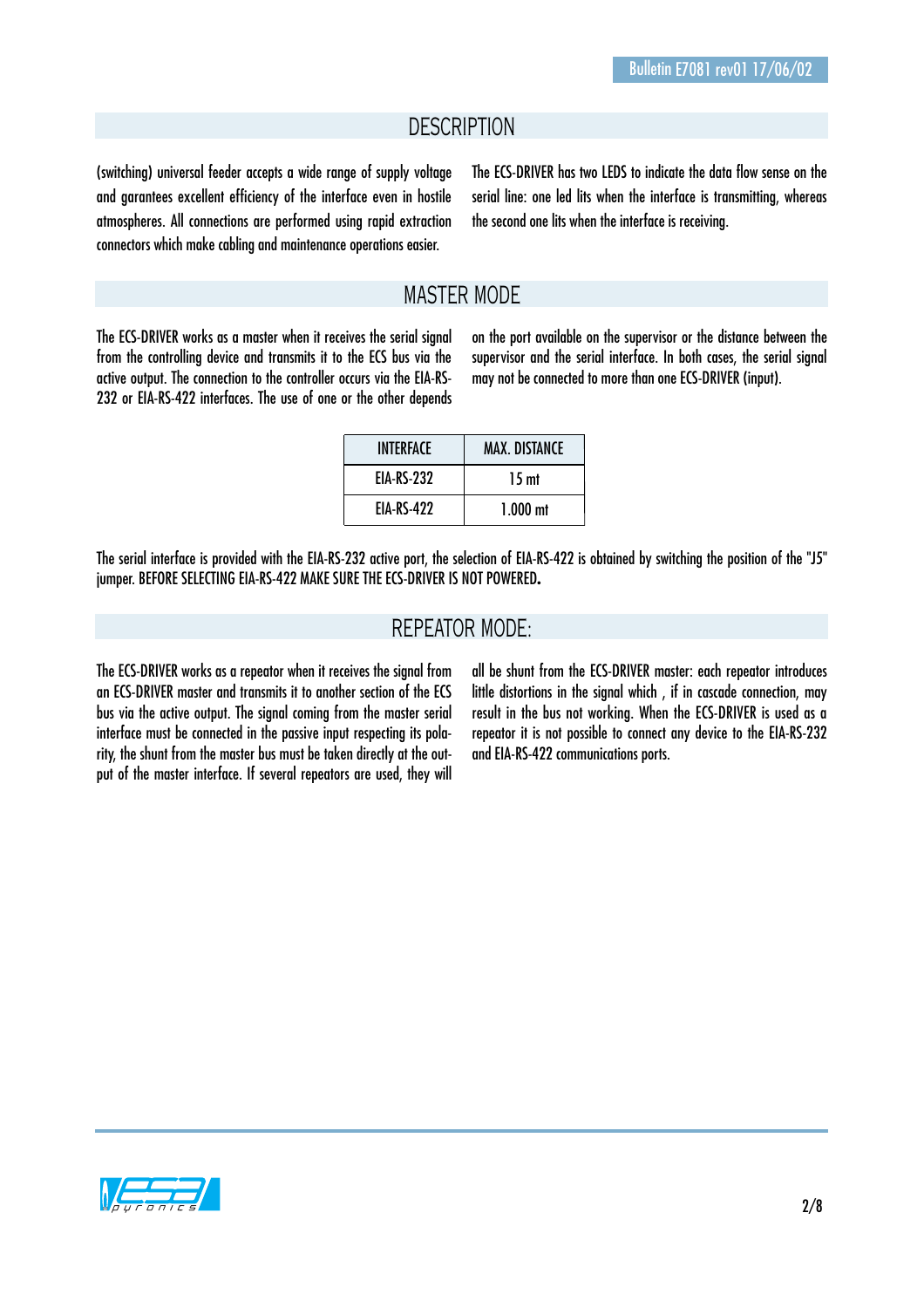## DESCRIPTION

(switching) universal feeder accepts a wide range of supply voltage and garantees excellent efficiency of the interface even in hostile atmospheres. All connections are performed using rapid extraction connectors which make cabling and maintenance operations easier.

The ECS-DRIVER has two LEDS to indicate the data flow sense on the serial line: one led lits when the interface is transmitting, whereas the second one lits when the interface is receiving.

## MASTER MODE

The ECS-DRIVER works as a master when it receives the serial signal from the controlling device and transmits it to the ECS bus via the active output. The connection to the controller occurs via the EIA-RS-232 or EIA-RS-422 interfaces. The use of one or the other depends on the port available on the supervisor or the distance between the supervisor and the serial interface. In both cases, the serial signal may not be connected to more than one ECS-DRIVER (input).

| INTERFACE | MAX. DISTANCE |
|---|---|
| EIA-RS-232 | 15 mt |
| EIA-RS-422 | 1.000 mt |

The serial interface is provided with the EIA-RS-232 active port, the selection of EIA-RS-422 is obtained by switching the position of the "J5" jumper. BEFORE SELECTING EIA-RS-422 MAKE SURE THE ECS-DRIVER IS NOT POWERED**.**

## REPEATOR MODE:

The ECS-DRIVER works as a repeator when it receives the signal from an ECS-DRIVER master and transmits it to another section of the ECS bus via the active output. The signal coming from the master serial interface must be connected in the passive input respecting its polarity, the shunt from the master bus must be taken directly at the output of the master interface. If several repeators are used, they will all be shunt from the ECS-DRIVER master: each repeator introduces little distortions in the signal which , if in cascade connection, may result in the bus not working. When the ECS-DRIVER is used as a repeator it is not possible to connect any device to the EIA-RS-232 and EIA-RS-422 communications ports.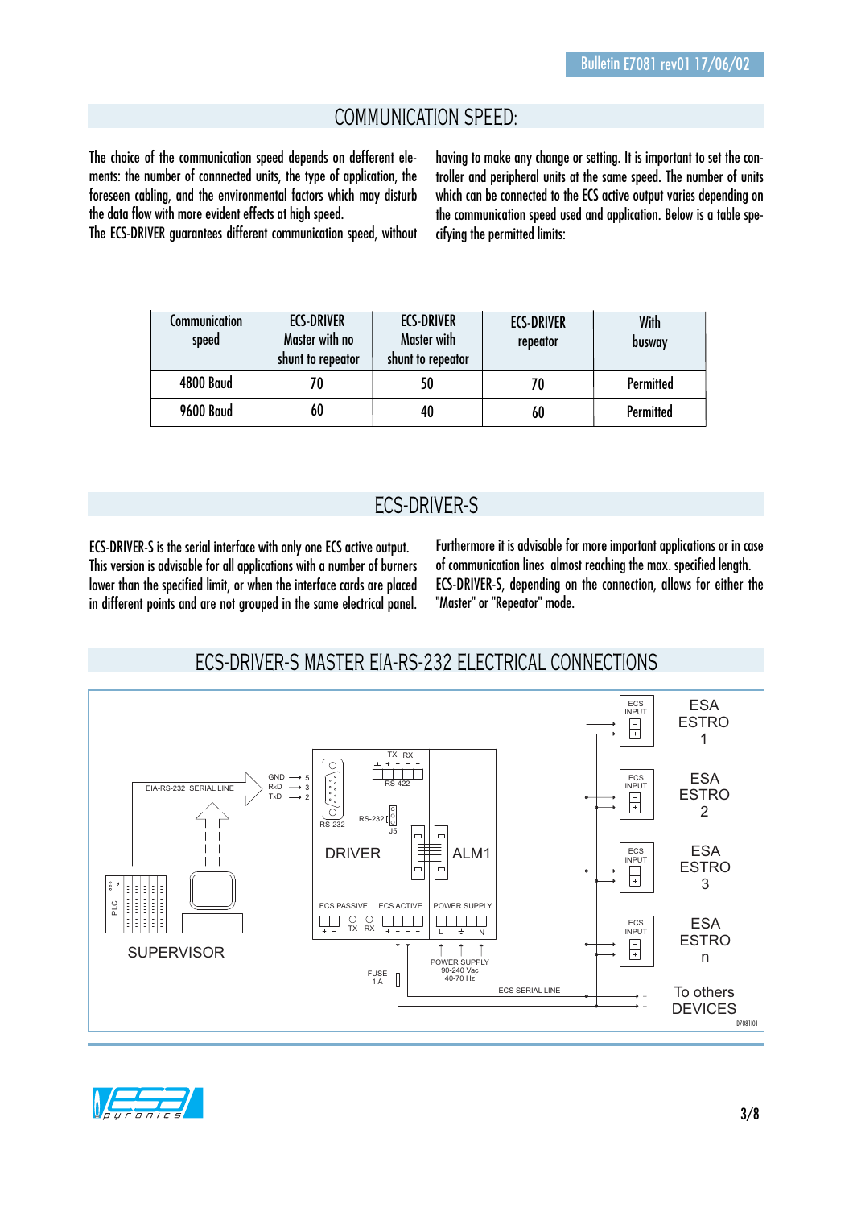## COMMUNICATION SPEED:

The choice of the communication speed depends on defferent elements: the number of connnected units, the type of application, the foreseen cabling, and the environmental factors which may disturb the data flow with more evident effects at high speed.
The ECS-DRIVER guarantees different communication speed, without having to make any change or setting. It is important to set the controller and peripheral units at the same speed. The number of units which can be connected to the ECS active output varies depending on the communication speed used and application. Below is a table specifying the permitted limits:

| Communication speed | ECS-DRIVER Master with no shunt to repeator | ECS-DRIVER Master with shunt to repeator | ECS-DRIVER repeator | With busway |
|---|---|---|---|---|
| 4800 Baud | 70 | 50 | 70 | Permitted |
| 9600 Baud | 60 | 40 | 60 | Permitted |

## ECS-DRIVER-S

ECS-DRIVER-S is the serial interface with only one ECS active output. This version is advisable for all applications with a number of burners lower than the specified limit, or when the interface cards are placed in different points and are not grouped in the same electrical panel.
Furthermore it is advisable for more important applications or in case of communication lines almost reaching the max. specified length.
ECS-DRIVER-S, depending on the connection, allows for either the "Master" or "Repeator" mode.

## ECS-DRIVER-S MASTER EIA-RS-232 ELECTRICAL CONNECTIONS

SUPERVISOR — PLC — EIA-RS-232 SERIAL LINE — GND → 5, RxD → 3, TxD → 2 — RS-232 — TX RX — RS-422 — RS-232 J5 — DRIVER — ALM1 — ECS PASSIVE — ECS ACTIVE — POWER SUPPLY — TX RX — L N — FUSE 1 A — POWER SUPPLY 90-240 Vac 40-70 Hz — ECS SERIAL LINE — ECS INPUT — ESA ESTRO 1 — ESA ESTRO 2 — ESA ESTRO 3 — ESA ESTRO n — To others DEVICES — D7081I01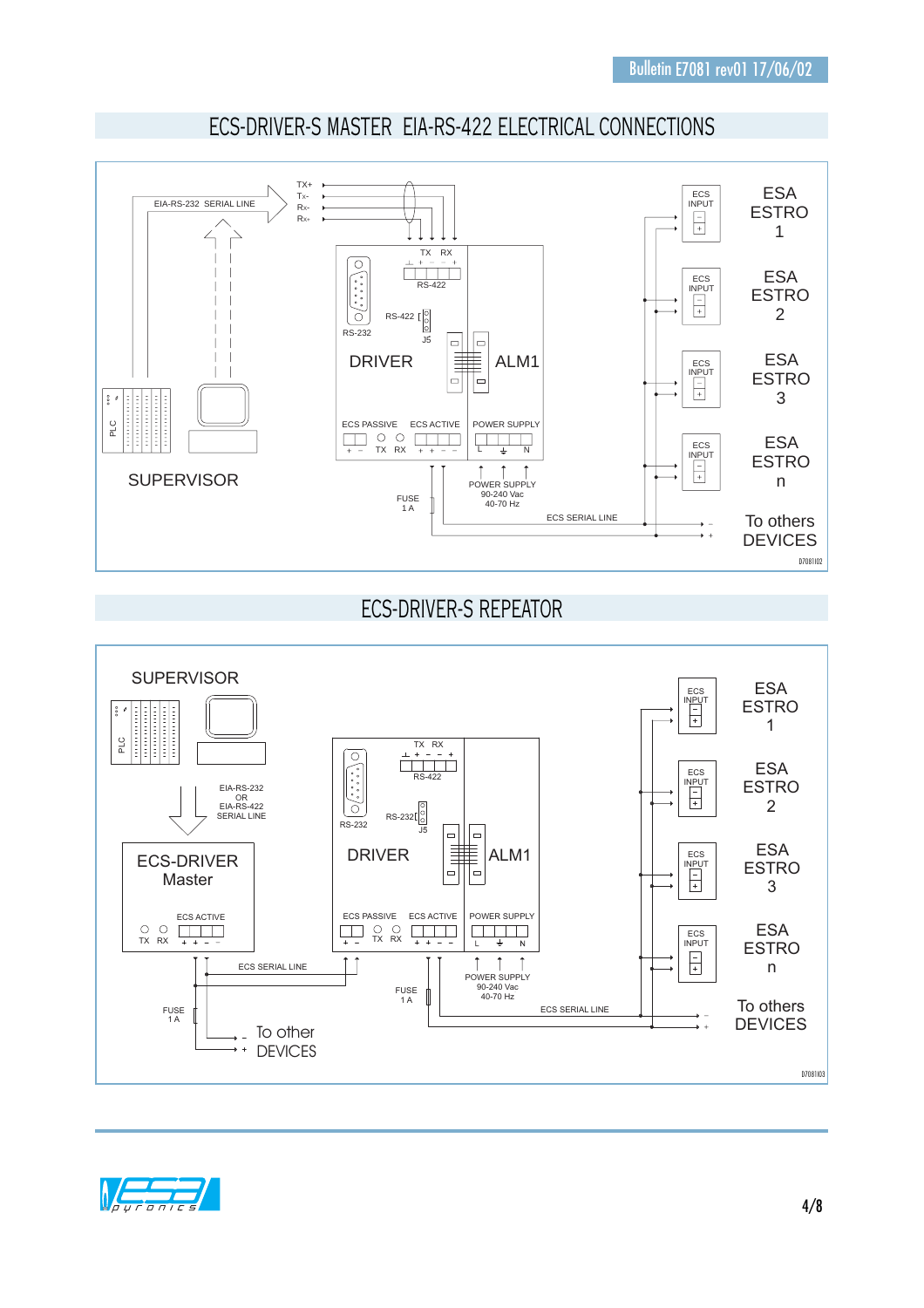## ECS-DRIVER-S MASTER EIA-RS-422 ELECTRICAL CONNECTIONS

EIA-RS-232 SERIAL LINE

TX+
Tx-
Rx-
Rx+

TX RX

RS-422

RS-232

RS-422

J5

DRIVER

ALM1

ECS PASSIVE ECS ACTIVE POWER SUPPLY

TX RX

L N

PLC

SUPERVISOR

POWER SUPPLY
90-240 Vac
40-70 Hz

FUSE
1 A

ECS SERIAL LINE

ECS INPUT

ESA ESTRO 1

ESA ESTRO 2

ESA ESTRO 3

ESA ESTRO n

To others DEVICES

D7081I02

## ECS-DRIVER-S REPEATOR

SUPERVISOR

PLC

EIA-RS-232
OR
EIA-RS-422
SERIAL LINE

ECS-DRIVER
Master

ECS ACTIVE

TX RX

ECS SERIAL LINE

FUSE
1 A

To other DEVICES

TX RX

RS-422

RS-232

RS-232

J5

DRIVER

ALM1

ECS PASSIVE ECS ACTIVE POWER SUPPLY

TX RX

L N

FUSE
1 A

POWER SUPPLY
90-240 Vac
40-70 Hz

ECS SERIAL LINE

ECS INPUT

ESA ESTRO 1

ESA ESTRO 2

ESA ESTRO 3

ESA ESTRO n

To others DEVICES

D7081I03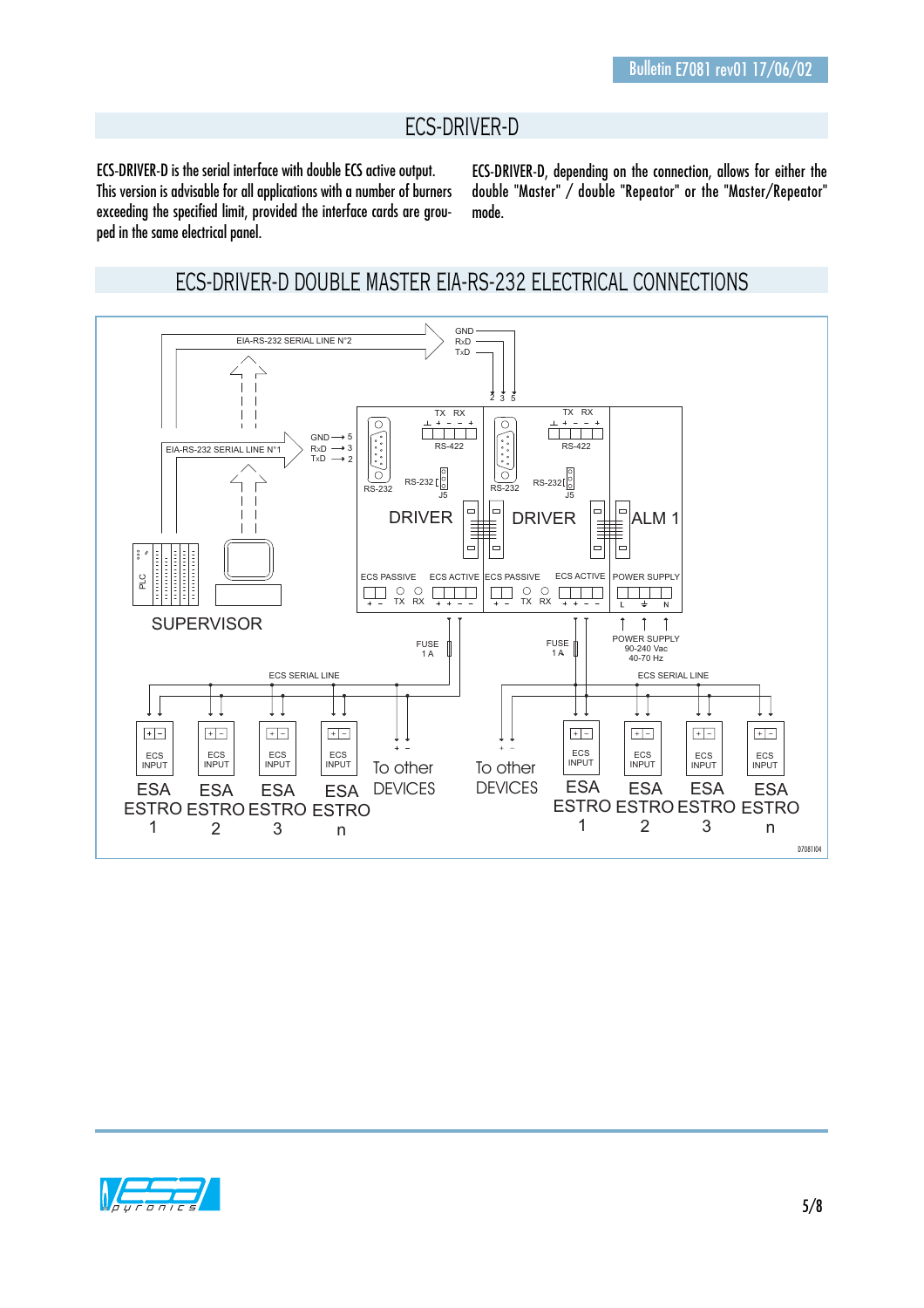# ECS-DRIVER-D

ECS-DRIVER-D is the serial interface with double ECS active output. This version is advisable for all applications with a number of burners exceeding the specified limit, provided the interface cards are grouped in the same electrical panel.

ECS-DRIVER-D, depending on the connection, allows for either the double "Master" / double "Repeator" or the "Master/Repeator" mode.

## ECS-DRIVER-D DOUBLE MASTER EIA-RS-232 ELECTRICAL CONNECTIONS

EIA-RS-232 SERIAL LINE N°2 | GND RxD TxD | 2 3 5

EIA-RS-232 SERIAL LINE N°1 | GND → 5 | RxD → 3 | TxD → 2

TX RX RS-422 | RS-232 | RS-232 J5 | DRIVER | ECS PASSIVE | ECS ACTIVE | TX RX

TX RX RS-422 | RS-232 | RS-232 J5 | DRIVER | ECS PASSIVE | ECS ACTIVE | TX RX

ALM 1 | POWER SUPPLY | L N

PLC | SUPERVISOR

FUSE 1 A | FUSE 1 A | POWER SUPPLY 90-240 Vac 40-70 Hz

ECS SERIAL LINE | ECS SERIAL LINE

ECS INPUT | ESA ESTRO 1 | ESA ESTRO 2 | ESA ESTRO 3 | ESA ESTRO n | To other DEVICES

To other DEVICES | ECS INPUT | ESA ESTRO 1 | ESA ESTRO 2 | ESA ESTRO 3 | ESA ESTRO n

D7081I04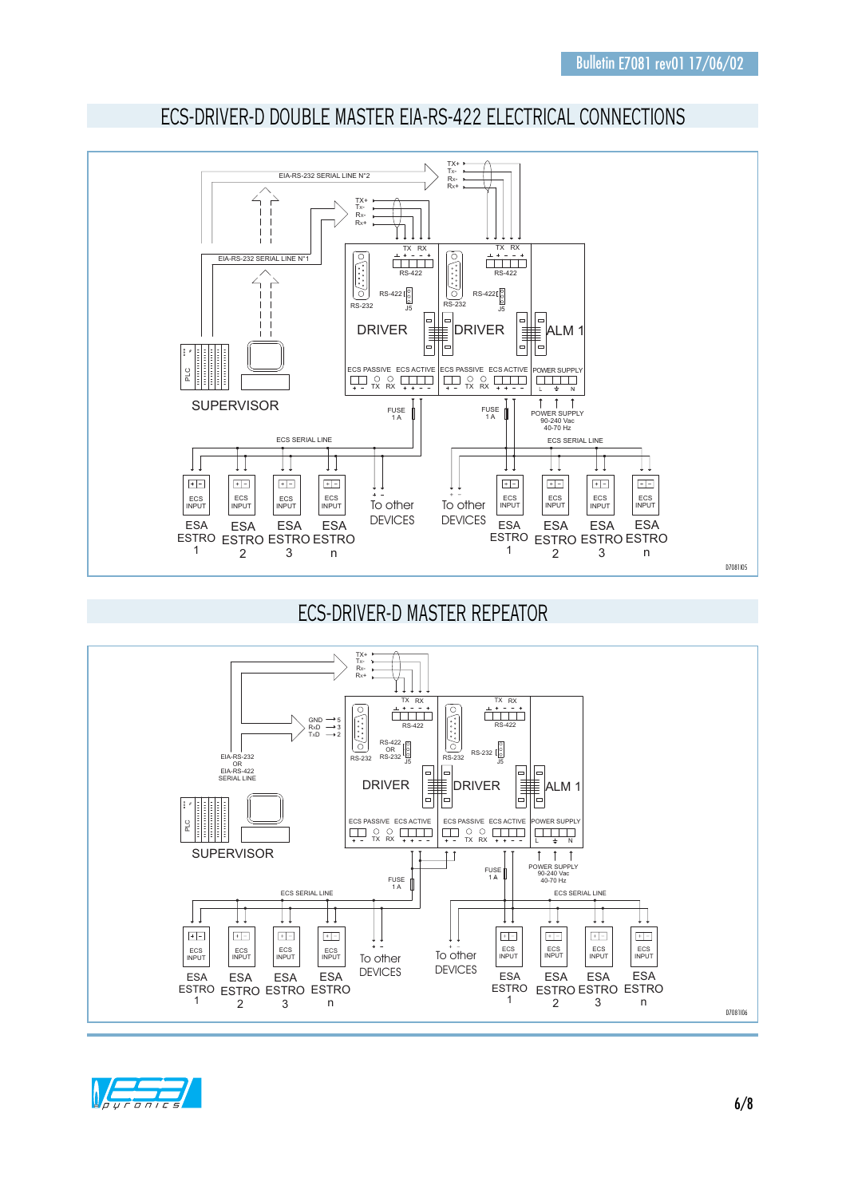# ECS-DRIVER-D DOUBLE MASTER EIA-RS-422 ELECTRICAL CONNECTIONS

EIA-RS-232 SERIAL LINE N°2

TX+ TX- RX- RX+

TX+ TX- RX- RX+

EIA-RS-232 SERIAL LINE N°1

TX RX

RS-422

RS-422

RS-232

J5

DRIVER

TX RX

RS-422

RS-422

RS-232

J5

DRIVER

ALM 1

PLC

SUPERVISOR

ECS PASSIVE ECS ACTIVE

TX RX

ECS PASSIVE ECS ACTIVE

TX RX

POWER SUPPLY

L N

FUSE 1 A

FUSE 1 A

POWER SUPPLY 90-240 Vac 40-70 Hz

ECS SERIAL LINE

ECS SERIAL LINE

ECS INPUT — ESA ESTRO 1

ECS INPUT — ESA ESTRO 2

ECS INPUT — ESA ESTRO 3

ECS INPUT — ESA ESTRO n

To other DEVICES

To other DEVICES

ECS INPUT — ESA ESTRO 1

ECS INPUT — ESA ESTRO 2

ECS INPUT — ESA ESTRO 3

ECS INPUT — ESA ESTRO n

D7081I05

# ECS-DRIVER-D MASTER REPEATOR

TX+ TX- RX- RX+

GND → 5
RxD → 3
TxD → 2

EIA-RS-232 OR EIA-RS-422 SERIAL LINE

TX RX

RS-422

RS-422 OR RS-232

RS-232

J5

DRIVER

TX RX

RS-422

RS-232

RS-232

J5

DRIVER

ALM 1

PLC

SUPERVISOR

ECS PASSIVE ECS ACTIVE

TX RX

ECS PASSIVE ECS ACTIVE

TX RX

POWER SUPPLY

L N

FUSE 1 A

FUSE 1 A

POWER SUPPLY 90-240 Vac 40-70 Hz

ECS SERIAL LINE

ECS SERIAL LINE

ECS INPUT — ESA ESTRO 1

ECS INPUT — ESA ESTRO 2

ECS INPUT — ESA ESTRO 3

ECS INPUT — ESA ESTRO n

To other DEVICES

To other DEVICES

ECS INPUT — ESA ESTRO 1

ECS INPUT — ESA ESTRO 2

ECS INPUT — ESA ESTRO 3

ECS INPUT — ESA ESTRO n

D7081I06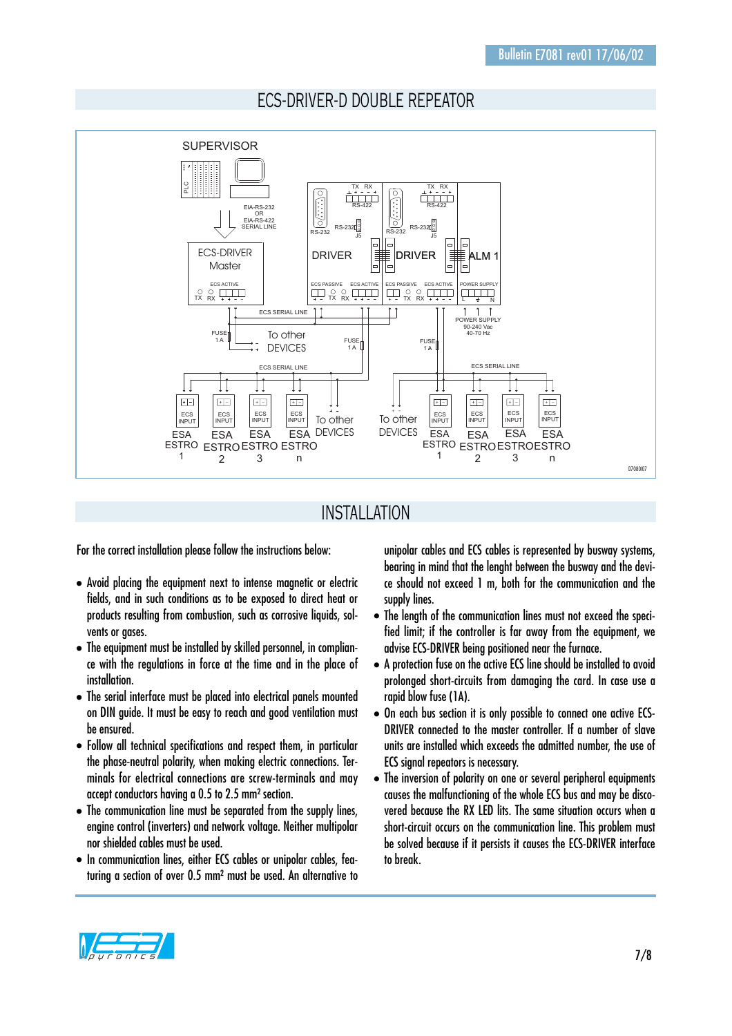## ECS-DRIVER-D DOUBLE REPEATOR

SUPERVISOR

PLC

EIA-RS-232 OR EIA-RS-422 SERIAL LINE

ECS-DRIVER Master

ECS ACTIVE

TX RX + + - -

TX RX RS-422 RS-232 RS-232 J5 DRIVER

TX RX RS-422 RS-232 RS-232 J5 DRIVER

ALM 1

ECS PASSIVE ECS ACTIVE TX RX + - + + - -

ECS PASSIVE ECS ACTIVE TX RX + - + + - -

POWER SUPPLY L ⏚ N

ECS SERIAL LINE

POWER SUPPLY 90-240 Vac 40-70 Hz

FUSE 1 A

To other DEVICES

FUSE 1 A

FUSE 1 A

ECS SERIAL LINE

ECS SERIAL LINE

ECS INPUT ESA ESTRO 1

ECS INPUT ESA ESTRO 2

ECS INPUT ESA ESTRO 3

ECS INPUT ESA ESTRO n

To other DEVICES

To other DEVICES

ECS INPUT ESA ESTRO 1

ECS INPUT ESA ESTRO 2

ECS INPUT ESA ESTRO 3

ECS INPUT ESA ESTRO n

D7080I07

## INSTALLATION

For the correct installation please follow the instructions below:

- Avoid placing the equipment next to intense magnetic or electric fields, and in such conditions as to be exposed to direct heat or products resulting from combustion, such as corrosive liquids, solvents or gases.
- The equipment must be installed by skilled personnel, in compliance with the regulations in force at the time and in the place of installation.
- The serial interface must be placed into electrical panels mounted on DIN guide. It must be easy to reach and good ventilation must be ensured.
- Follow all technical specifications and respect them, in particular the phase-neutral polarity, when making electric connections. Terminals for electrical connections are screw-terminals and may accept conductors having a 0.5 to 2.5 mm² section.
- The communication line must be separated from the supply lines, engine control (inverters) and network voltage. Neither multipolar nor shielded cables must be used.
- In communication lines, either ECS cables or unipolar cables, featuring a section of over 0.5 mm² must be used. An alternative to unipolar cables and ECS cables is represented by busway systems, bearing in mind that the lenght between the busway and the device should not exceed 1 m, both for the communication and the supply lines.
- The length of the communication lines must not exceed the specified limit; if the controller is far away from the equipment, we advise ECS-DRIVER being positioned near the furnace.
- A protection fuse on the active ECS line should be installed to avoid prolonged short-circuits from damaging the card. In case use a rapid blow fuse (1A).
- On each bus section it is only possible to connect one active ECS-DRIVER connected to the master controller. If a number of slave units are installed which exceeds the admitted number, the use of ECS signal repeators is necessary.
- The inversion of polarity on one or several peripheral equipments causes the malfunctioning of the whole ECS bus and may be discovered because the RX LED lits. The same situation occurs when a short-circuit occurs on the communication line. This problem must be solved because if it persists it causes the ECS-DRIVER interface to break.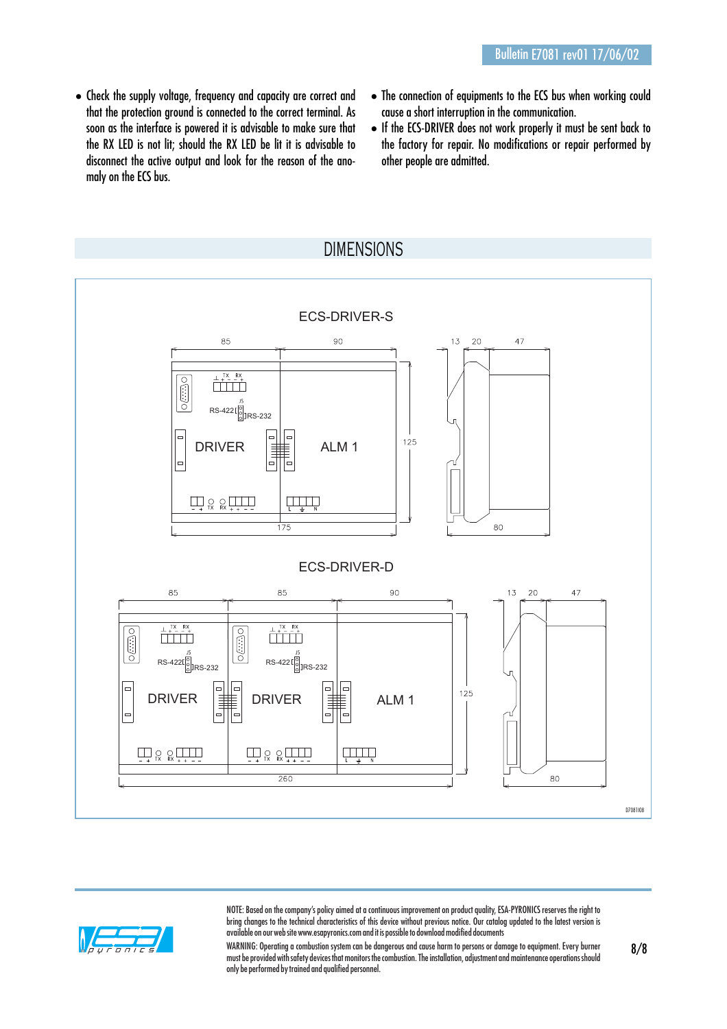- Check the supply voltage, frequency and capacity are correct and that the protection ground is connected to the correct terminal. As soon as the interface is powered it is advisable to make sure that the RX LED is not lit; should the RX LED be lit it is advisable to disconnect the active output and look for the reason of the anomaly on the ECS bus.
- The connection of equipments to the ECS bus when working could cause a short interruption in the communication.
- If the ECS-DRIVER does not work properly it must be sent back to the factory for repair. No modifications or repair performed by other people are admitted.

## DIMENSIONS

ECS-DRIVER-S

85
90
13
20
47
TX RX
RS-422
J5
RS-232
DRIVER
ALM 1
125
TX RX
L N
175
80

ECS-DRIVER-D

85
85
90
13
20
47
TX RX
J5
RS-422
RS-232
DRIVER
DRIVER
ALM 1
125
TX RX
L N
260
80

D7081I08

NOTE: Based on the company's policy aimed at a continuous improvement on product quality, ESA-PYRONICS reserves the right to bring changes to the technical characteristics of this device without previous notice. Our catalog updated to the latest version is available on our web site www.esapyronics.com and it is possible to download modified documents

WARNING: Operating a combustion system can be dangerous and cause harm to persons or damage to equipment. Every burner must be provided with safety devices that monitors the combustion. The installation, adjustment and maintenance operations should only be performed by trained and qualified personnel.